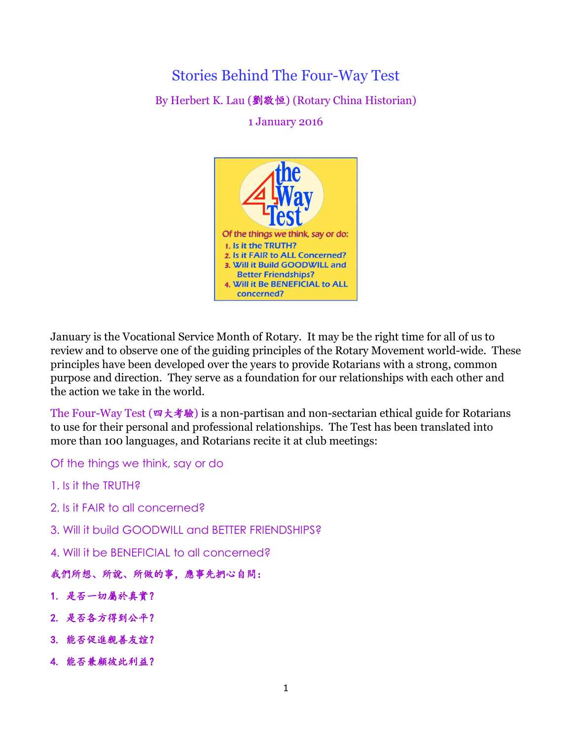# Stories Behind The Four-Way Test

By Herbert K. Lau (劉敬恒) (Rotary China Historian)

1 January 2016

January is the Vocational Service Month of Rotary. It may be the right time for all of us to review and to observe one of the guiding principles of the Rotary Movement world-wide. These principles have been developed over the years to provide Rotarians with a strong, common purpose and direction. They serve as a foundation for our relationships with each other and the action we take in the world.

The Four-Way Test (四大考驗) is a non-partisan and non-sectarian ethical guide for Rotarians to use for their personal and professional relationships. The Test has been translated into more than 100 languages, and Rotarians recite it at club meetings:

Of the things we think, say or do

1. Is it the TRUTH?
2. Is it FAIR to all concerned?
3. Will it build GOODWILL and BETTER FRIENDSHIPS?
4. Will it be BENEFICIAL to all concerned?

我們所想、所說、所做的事，應事先捫心自問：

1. 是否一切屬於真實？
2. 是否各方得到公平？
3. 能否促進親善友誼？
4. 能否兼顧彼此利益？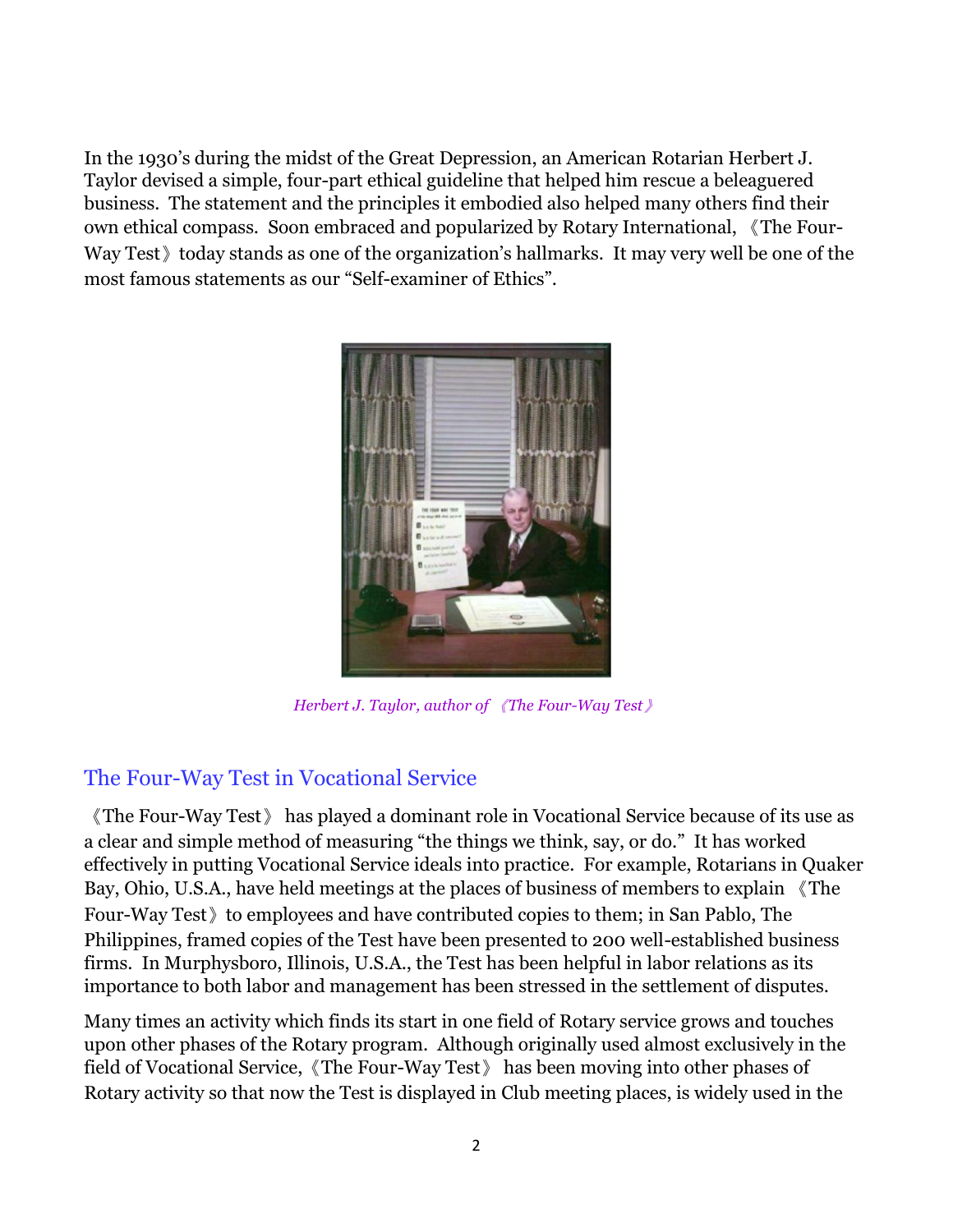In the 1930's during the midst of the Great Depression, an American Rotarian Herbert J. Taylor devised a simple, four-part ethical guideline that helped him rescue a beleaguered business. The statement and the principles it embodied also helped many others find their own ethical compass. Soon embraced and popularized by Rotary International, 《The Four-Way Test》 today stands as one of the organization's hallmarks. It may very well be one of the most famous statements as our "Self-examiner of Ethics".

*Herbert J. Taylor, author of 《The Four-Way Test》*

## The Four-Way Test in Vocational Service

《The Four-Way Test》 has played a dominant role in Vocational Service because of its use as a clear and simple method of measuring "the things we think, say, or do." It has worked effectively in putting Vocational Service ideals into practice. For example, Rotarians in Quaker Bay, Ohio, U.S.A., have held meetings at the places of business of members to explain 《The Four-Way Test》 to employees and have contributed copies to them; in San Pablo, The Philippines, framed copies of the Test have been presented to 200 well-established business firms. In Murphysboro, Illinois, U.S.A., the Test has been helpful in labor relations as its importance to both labor and management has been stressed in the settlement of disputes.

Many times an activity which finds its start in one field of Rotary service grows and touches upon other phases of the Rotary program. Although originally used almost exclusively in the field of Vocational Service, 《The Four-Way Test》 has been moving into other phases of Rotary activity so that now the Test is displayed in Club meeting places, is widely used in the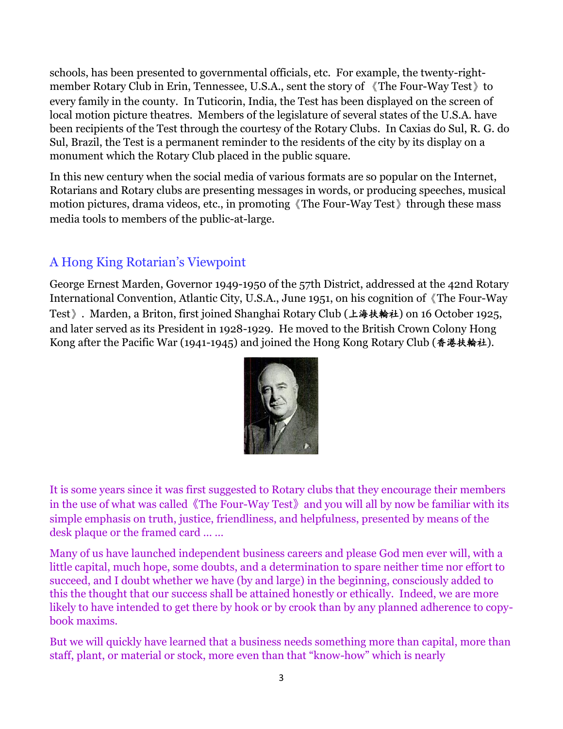schools, has been presented to governmental officials, etc. For example, the twenty-right-member Rotary Club in Erin, Tennessee, U.S.A., sent the story of 《The Four-Way Test》to every family in the county. In Tuticorin, India, the Test has been displayed on the screen of local motion picture theatres. Members of the legislature of several states of the U.S.A. have been recipients of the Test through the courtesy of the Rotary Clubs. In Caxias do Sul, R. G. do Sul, Brazil, the Test is a permanent reminder to the residents of the city by its display on a monument which the Rotary Club placed in the public square.

In this new century when the social media of various formats are so popular on the Internet, Rotarians and Rotary clubs are presenting messages in words, or producing speeches, musical motion pictures, drama videos, etc., in promoting《The Four-Way Test》through these mass media tools to members of the public-at-large.

## A Hong King Rotarian's Viewpoint

George Ernest Marden, Governor 1949-1950 of the 57th District, addressed at the 42nd Rotary International Convention, Atlantic City, U.S.A., June 1951, on his cognition of《The Four-Way Test》. Marden, a Briton, first joined Shanghai Rotary Club (上海扶輪社) on 16 October 1925, and later served as its President in 1928-1929. He moved to the British Crown Colony Hong Kong after the Pacific War (1941-1945) and joined the Hong Kong Rotary Club (香港扶輪社).

It is some years since it was first suggested to Rotary clubs that they encourage their members in the use of what was called《The Four-Way Test》and you will all by now be familiar with its simple emphasis on truth, justice, friendliness, and helpfulness, presented by means of the desk plaque or the framed card … …

Many of us have launched independent business careers and please God men ever will, with a little capital, much hope, some doubts, and a determination to spare neither time nor effort to succeed, and I doubt whether we have (by and large) in the beginning, consciously added to this the thought that our success shall be attained honestly or ethically. Indeed, we are more likely to have intended to get there by hook or by crook than by any planned adherence to copy-book maxims.

But we will quickly have learned that a business needs something more than capital, more than staff, plant, or material or stock, more even than that "know-how" which is nearly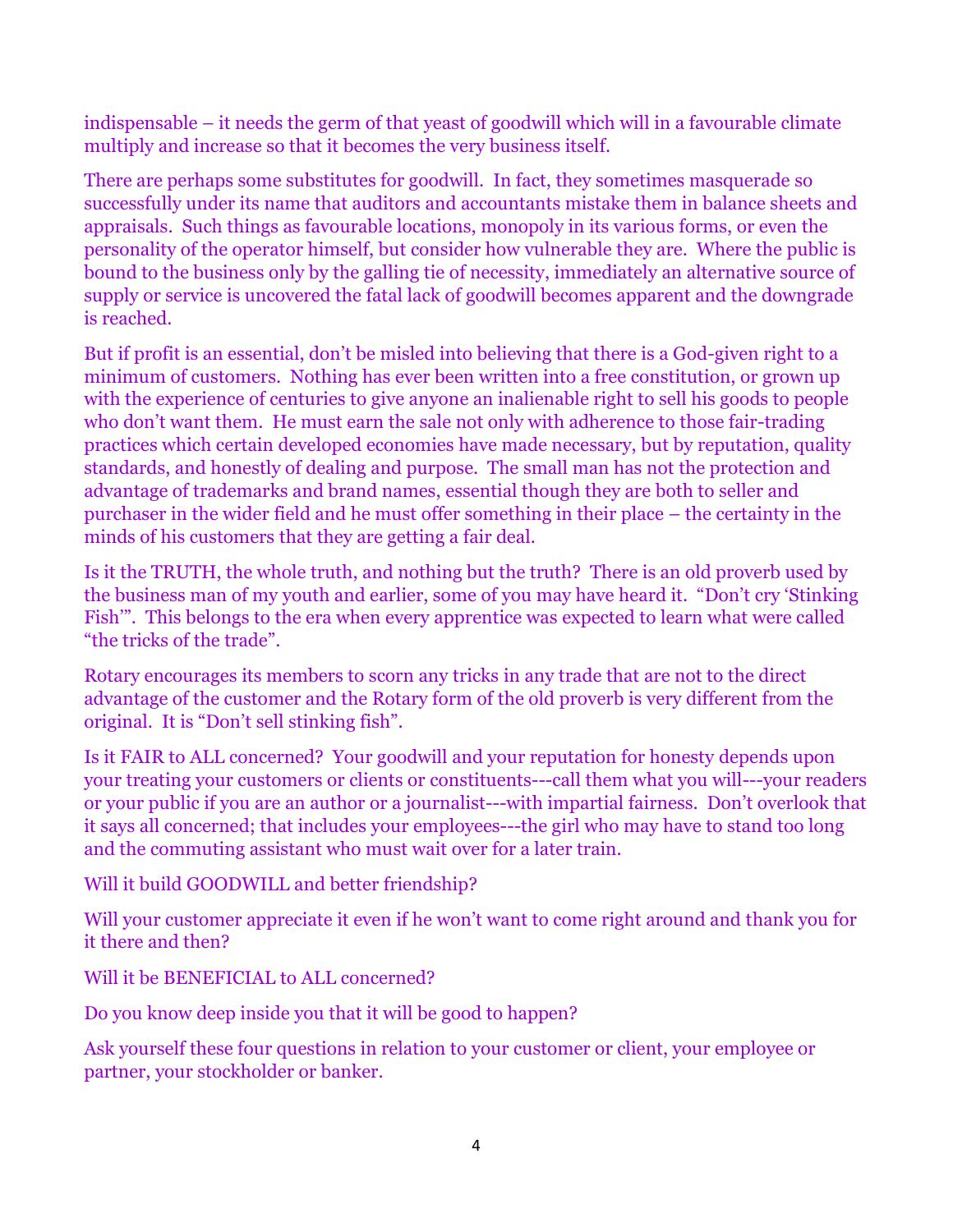indispensable – it needs the germ of that yeast of goodwill which will in a favourable climate multiply and increase so that it becomes the very business itself.

There are perhaps some substitutes for goodwill. In fact, they sometimes masquerade so successfully under its name that auditors and accountants mistake them in balance sheets and appraisals. Such things as favourable locations, monopoly in its various forms, or even the personality of the operator himself, but consider how vulnerable they are. Where the public is bound to the business only by the galling tie of necessity, immediately an alternative source of supply or service is uncovered the fatal lack of goodwill becomes apparent and the downgrade is reached.

But if profit is an essential, don't be misled into believing that there is a God-given right to a minimum of customers. Nothing has ever been written into a free constitution, or grown up with the experience of centuries to give anyone an inalienable right to sell his goods to people who don't want them. He must earn the sale not only with adherence to those fair-trading practices which certain developed economies have made necessary, but by reputation, quality standards, and honestly of dealing and purpose. The small man has not the protection and advantage of trademarks and brand names, essential though they are both to seller and purchaser in the wider field and he must offer something in their place – the certainty in the minds of his customers that they are getting a fair deal.

Is it the TRUTH, the whole truth, and nothing but the truth? There is an old proverb used by the business man of my youth and earlier, some of you may have heard it. "Don't cry 'Stinking Fish'". This belongs to the era when every apprentice was expected to learn what were called "the tricks of the trade".

Rotary encourages its members to scorn any tricks in any trade that are not to the direct advantage of the customer and the Rotary form of the old proverb is very different from the original. It is "Don't sell stinking fish".

Is it FAIR to ALL concerned? Your goodwill and your reputation for honesty depends upon your treating your customers or clients or constituents---call them what you will---your readers or your public if you are an author or a journalist---with impartial fairness. Don't overlook that it says all concerned; that includes your employees---the girl who may have to stand too long and the commuting assistant who must wait over for a later train.

Will it build GOODWILL and better friendship?

Will your customer appreciate it even if he won't want to come right around and thank you for it there and then?

Will it be BENEFICIAL to ALL concerned?

Do you know deep inside you that it will be good to happen?

Ask yourself these four questions in relation to your customer or client, your employee or partner, your stockholder or banker.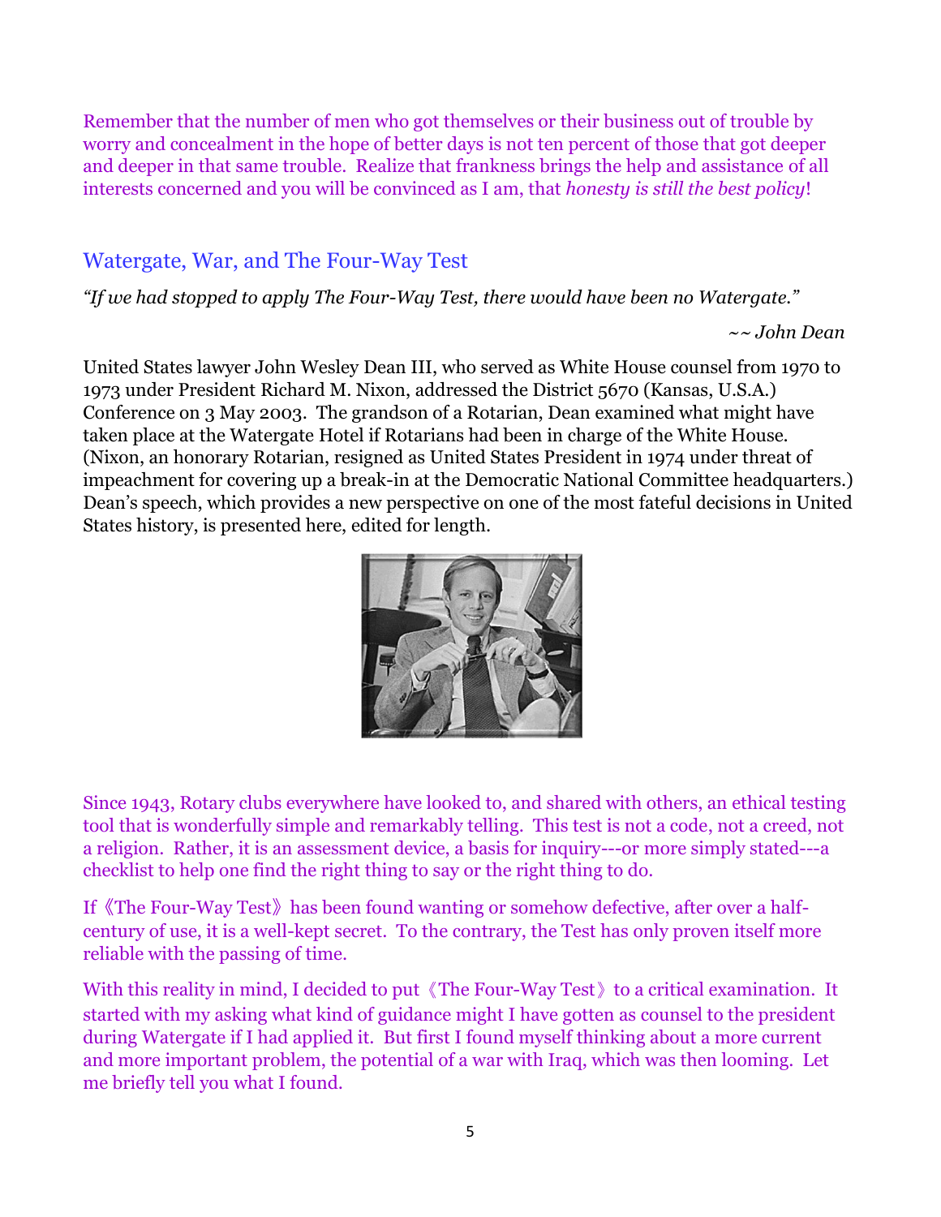Remember that the number of men who got themselves or their business out of trouble by worry and concealment in the hope of better days is not ten percent of those that got deeper and deeper in that same trouble. Realize that frankness brings the help and assistance of all interests concerned and you will be convinced as I am, that *honesty is still the best policy*!

## Watergate, War, and The Four-Way Test

*"If we had stopped to apply The Four-Way Test, there would have been no Watergate."*

*~~ John Dean*

United States lawyer John Wesley Dean III, who served as White House counsel from 1970 to 1973 under President Richard M. Nixon, addressed the District 5670 (Kansas, U.S.A.) Conference on 3 May 2003. The grandson of a Rotarian, Dean examined what might have taken place at the Watergate Hotel if Rotarians had been in charge of the White House. (Nixon, an honorary Rotarian, resigned as United States President in 1974 under threat of impeachment for covering up a break-in at the Democratic National Committee headquarters.) Dean's speech, which provides a new perspective on one of the most fateful decisions in United States history, is presented here, edited for length.

Since 1943, Rotary clubs everywhere have looked to, and shared with others, an ethical testing tool that is wonderfully simple and remarkably telling. This test is not a code, not a creed, not a religion. Rather, it is an assessment device, a basis for inquiry---or more simply stated---a checklist to help one find the right thing to say or the right thing to do.

If《The Four-Way Test》has been found wanting or somehow defective, after over a half-century of use, it is a well-kept secret. To the contrary, the Test has only proven itself more reliable with the passing of time.

With this reality in mind, I decided to put《The Four-Way Test》to a critical examination. It started with my asking what kind of guidance might I have gotten as counsel to the president during Watergate if I had applied it. But first I found myself thinking about a more current and more important problem, the potential of a war with Iraq, which was then looming. Let me briefly tell you what I found.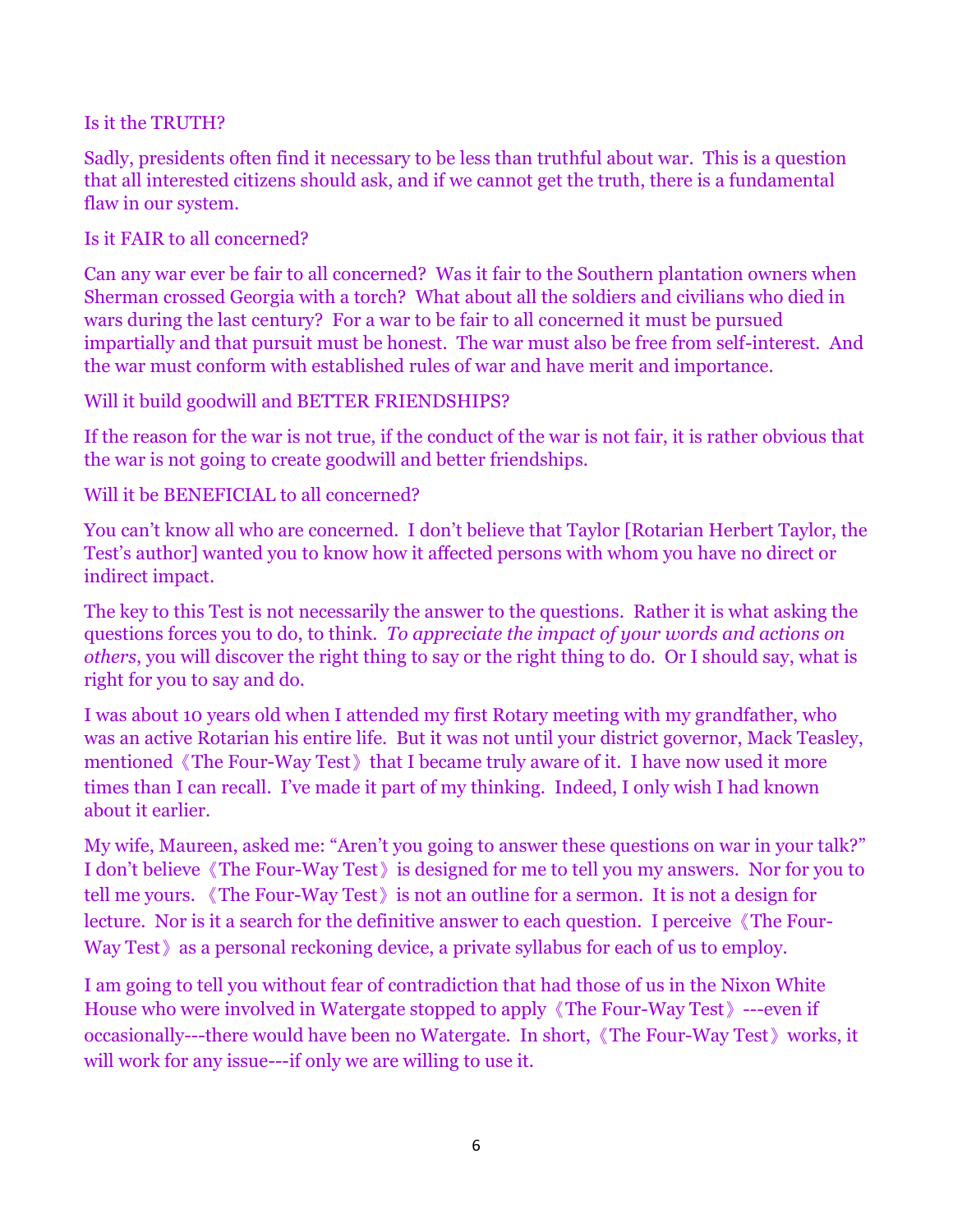Is it the TRUTH?

Sadly, presidents often find it necessary to be less than truthful about war. This is a question that all interested citizens should ask, and if we cannot get the truth, there is a fundamental flaw in our system.

Is it FAIR to all concerned?

Can any war ever be fair to all concerned? Was it fair to the Southern plantation owners when Sherman crossed Georgia with a torch? What about all the soldiers and civilians who died in wars during the last century? For a war to be fair to all concerned it must be pursued impartially and that pursuit must be honest. The war must also be free from self-interest. And the war must conform with established rules of war and have merit and importance.

Will it build goodwill and BETTER FRIENDSHIPS?

If the reason for the war is not true, if the conduct of the war is not fair, it is rather obvious that the war is not going to create goodwill and better friendships.

Will it be BENEFICIAL to all concerned?

You can't know all who are concerned. I don't believe that Taylor [Rotarian Herbert Taylor, the Test's author] wanted you to know how it affected persons with whom you have no direct or indirect impact.

The key to this Test is not necessarily the answer to the questions. Rather it is what asking the questions forces you to do, to think. *To appreciate the impact of your words and actions on others*, you will discover the right thing to say or the right thing to do. Or I should say, what is right for you to say and do.

I was about 10 years old when I attended my first Rotary meeting with my grandfather, who was an active Rotarian his entire life. But it was not until your district governor, Mack Teasley, mentioned《The Four-Way Test》that I became truly aware of it. I have now used it more times than I can recall. I've made it part of my thinking. Indeed, I only wish I had known about it earlier.

My wife, Maureen, asked me: "Aren't you going to answer these questions on war in your talk?" I don't believe《The Four-Way Test》is designed for me to tell you my answers. Nor for you to tell me yours.《The Four-Way Test》is not an outline for a sermon. It is not a design for lecture. Nor is it a search for the definitive answer to each question. I perceive《The Four-Way Test》as a personal reckoning device, a private syllabus for each of us to employ.

I am going to tell you without fear of contradiction that had those of us in the Nixon White House who were involved in Watergate stopped to apply《The Four-Way Test》---even if occasionally---there would have been no Watergate. In short,《The Four-Way Test》works, it will work for any issue---if only we are willing to use it.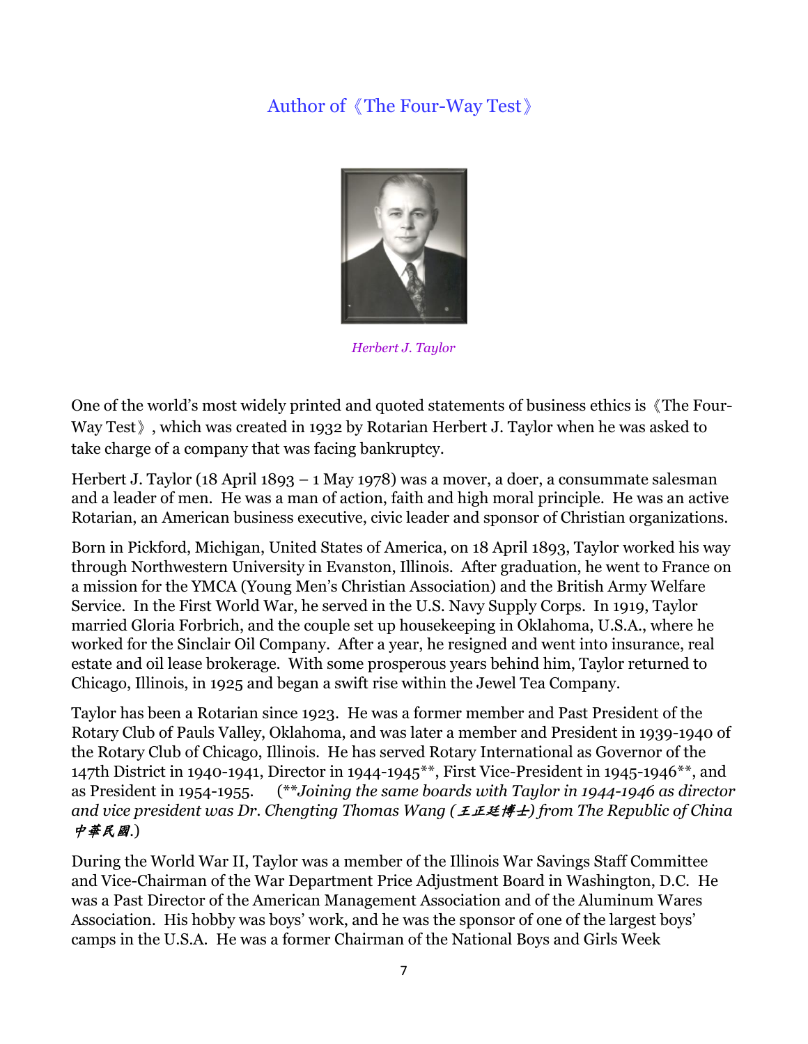## Author of《The Four-Way Test》

*Herbert J. Taylor*

One of the world's most widely printed and quoted statements of business ethics is《The Four-Way Test》, which was created in 1932 by Rotarian Herbert J. Taylor when he was asked to take charge of a company that was facing bankruptcy.

Herbert J. Taylor (18 April 1893 – 1 May 1978) was a mover, a doer, a consummate salesman and a leader of men. He was a man of action, faith and high moral principle. He was an active Rotarian, an American business executive, civic leader and sponsor of Christian organizations.

Born in Pickford, Michigan, United States of America, on 18 April 1893, Taylor worked his way through Northwestern University in Evanston, Illinois. After graduation, he went to France on a mission for the YMCA (Young Men's Christian Association) and the British Army Welfare Service. In the First World War, he served in the U.S. Navy Supply Corps. In 1919, Taylor married Gloria Forbrich, and the couple set up housekeeping in Oklahoma, U.S.A., where he worked for the Sinclair Oil Company. After a year, he resigned and went into insurance, real estate and oil lease brokerage. With some prosperous years behind him, Taylor returned to Chicago, Illinois, in 1925 and began a swift rise within the Jewel Tea Company.

Taylor has been a Rotarian since 1923. He was a former member and Past President of the Rotary Club of Pauls Valley, Oklahoma, and was later a member and President in 1939-1940 of the Rotary Club of Chicago, Illinois. He has served Rotary International as Governor of the 147th District in 1940-1941, Director in 1944-1945**, First Vice-President in 1945-1946**, and as President in 1954-1955. (*\*\*Joining the same boards with Taylor in 1944-1946 as director and vice president was Dr. Chengting Thomas Wang (王正廷博士) from The Republic of China 中華民國.*)

During the World War II, Taylor was a member of the Illinois War Savings Staff Committee and Vice-Chairman of the War Department Price Adjustment Board in Washington, D.C. He was a Past Director of the American Management Association and of the Aluminum Wares Association. His hobby was boys' work, and he was the sponsor of one of the largest boys' camps in the U.S.A. He was a former Chairman of the National Boys and Girls Week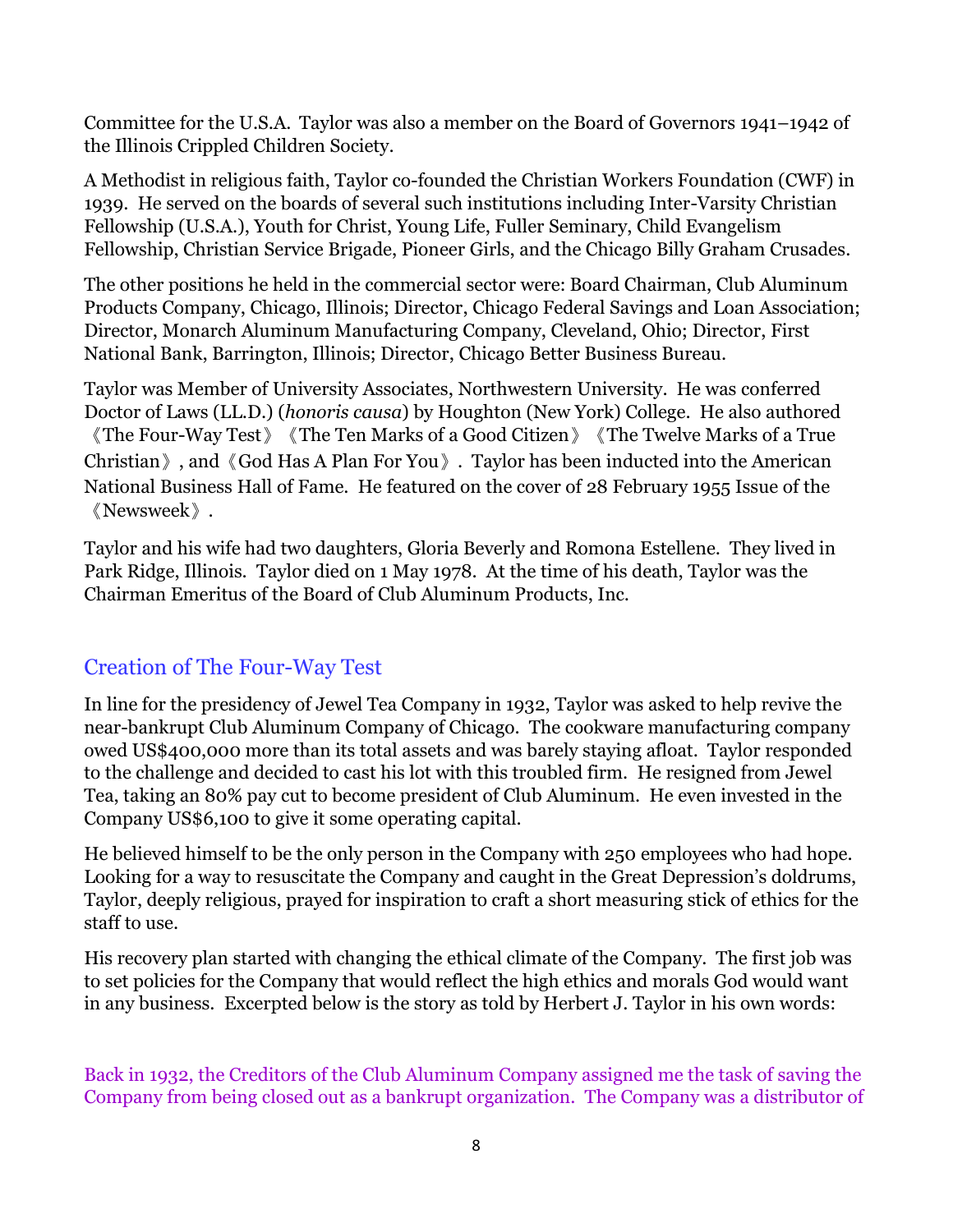Committee for the U.S.A. Taylor was also a member on the Board of Governors 1941–1942 of the Illinois Crippled Children Society.

A Methodist in religious faith, Taylor co-founded the Christian Workers Foundation (CWF) in 1939. He served on the boards of several such institutions including Inter-Varsity Christian Fellowship (U.S.A.), Youth for Christ, Young Life, Fuller Seminary, Child Evangelism Fellowship, Christian Service Brigade, Pioneer Girls, and the Chicago Billy Graham Crusades.

The other positions he held in the commercial sector were: Board Chairman, Club Aluminum Products Company, Chicago, Illinois; Director, Chicago Federal Savings and Loan Association; Director, Monarch Aluminum Manufacturing Company, Cleveland, Ohio; Director, First National Bank, Barrington, Illinois; Director, Chicago Better Business Bureau.

Taylor was Member of University Associates, Northwestern University. He was conferred Doctor of Laws (LL.D.) (*honoris causa*) by Houghton (New York) College. He also authored 《The Four-Way Test》《The Ten Marks of a Good Citizen》《The Twelve Marks of a True Christian》, and《God Has A Plan For You》. Taylor has been inducted into the American National Business Hall of Fame. He featured on the cover of 28 February 1955 Issue of the 《Newsweek》.

Taylor and his wife had two daughters, Gloria Beverly and Romona Estellene. They lived in Park Ridge, Illinois. Taylor died on 1 May 1978. At the time of his death, Taylor was the Chairman Emeritus of the Board of Club Aluminum Products, Inc.

## Creation of The Four-Way Test

In line for the presidency of Jewel Tea Company in 1932, Taylor was asked to help revive the near-bankrupt Club Aluminum Company of Chicago. The cookware manufacturing company owed US$400,000 more than its total assets and was barely staying afloat. Taylor responded to the challenge and decided to cast his lot with this troubled firm. He resigned from Jewel Tea, taking an 80% pay cut to become president of Club Aluminum. He even invested in the Company US$6,100 to give it some operating capital.

He believed himself to be the only person in the Company with 250 employees who had hope. Looking for a way to resuscitate the Company and caught in the Great Depression's doldrums, Taylor, deeply religious, prayed for inspiration to craft a short measuring stick of ethics for the staff to use.

His recovery plan started with changing the ethical climate of the Company. The first job was to set policies for the Company that would reflect the high ethics and morals God would want in any business. Excerpted below is the story as told by Herbert J. Taylor in his own words:

Back in 1932, the Creditors of the Club Aluminum Company assigned me the task of saving the Company from being closed out as a bankrupt organization. The Company was a distributor of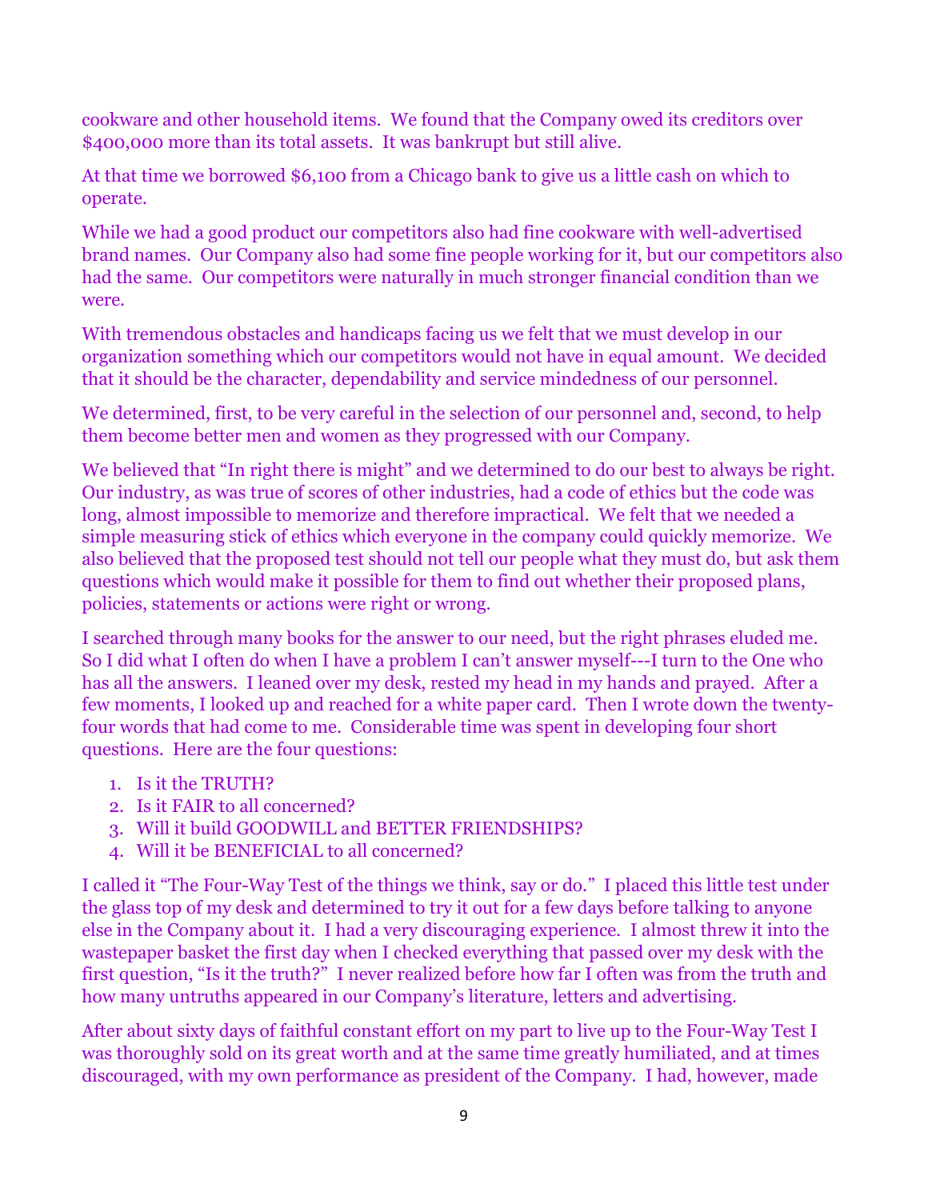cookware and other household items. We found that the Company owed its creditors over $400,000 more than its total assets. It was bankrupt but still alive.

At that time we borrowed $6,100 from a Chicago bank to give us a little cash on which to operate.

While we had a good product our competitors also had fine cookware with well-advertised brand names. Our Company also had some fine people working for it, but our competitors also had the same. Our competitors were naturally in much stronger financial condition than we were.

With tremendous obstacles and handicaps facing us we felt that we must develop in our organization something which our competitors would not have in equal amount. We decided that it should be the character, dependability and service mindedness of our personnel.

We determined, first, to be very careful in the selection of our personnel and, second, to help them become better men and women as they progressed with our Company.

We believed that "In right there is might" and we determined to do our best to always be right. Our industry, as was true of scores of other industries, had a code of ethics but the code was long, almost impossible to memorize and therefore impractical. We felt that we needed a simple measuring stick of ethics which everyone in the company could quickly memorize. We also believed that the proposed test should not tell our people what they must do, but ask them questions which would make it possible for them to find out whether their proposed plans, policies, statements or actions were right or wrong.

I searched through many books for the answer to our need, but the right phrases eluded me. So I did what I often do when I have a problem I can't answer myself---I turn to the One who has all the answers. I leaned over my desk, rested my head in my hands and prayed. After a few moments, I looked up and reached for a white paper card. Then I wrote down the twenty-four words that had come to me. Considerable time was spent in developing four short questions. Here are the four questions:

1. Is it the TRUTH?
2. Is it FAIR to all concerned?
3. Will it build GOODWILL and BETTER FRIENDSHIPS?
4. Will it be BENEFICIAL to all concerned?

I called it "The Four-Way Test of the things we think, say or do." I placed this little test under the glass top of my desk and determined to try it out for a few days before talking to anyone else in the Company about it. I had a very discouraging experience. I almost threw it into the wastepaper basket the first day when I checked everything that passed over my desk with the first question, "Is it the truth?" I never realized before how far I often was from the truth and how many untruths appeared in our Company's literature, letters and advertising.

After about sixty days of faithful constant effort on my part to live up to the Four-Way Test I was thoroughly sold on its great worth and at the same time greatly humiliated, and at times discouraged, with my own performance as president of the Company. I had, however, made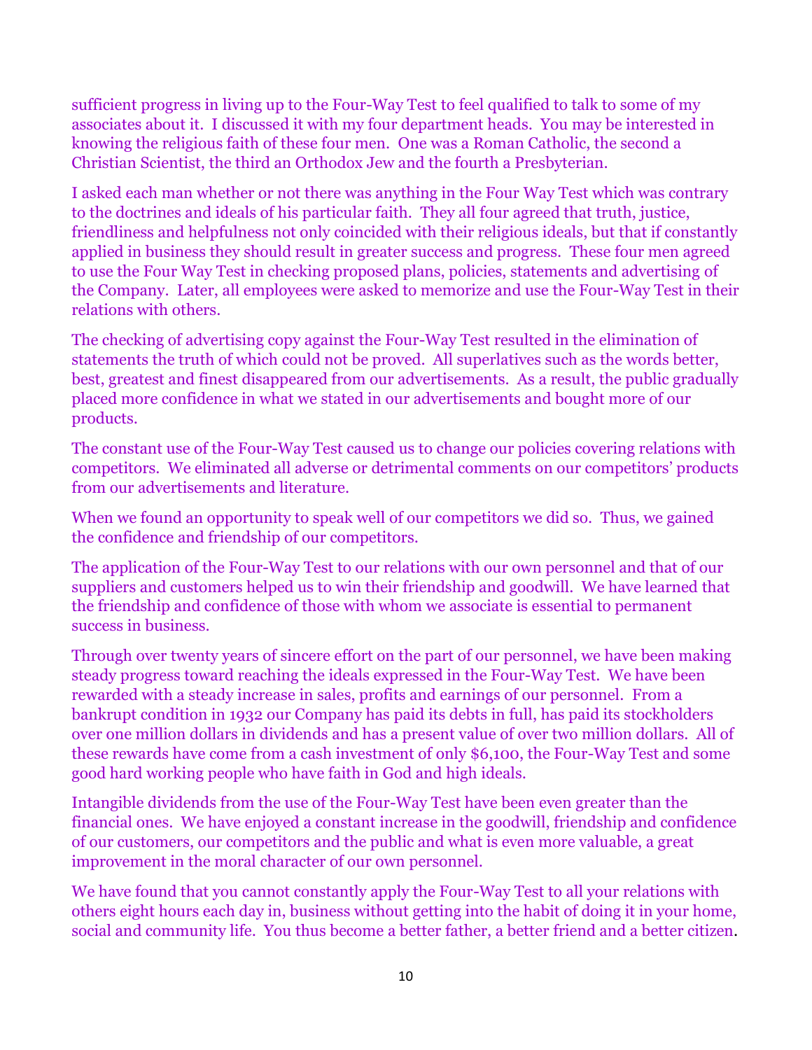sufficient progress in living up to the Four-Way Test to feel qualified to talk to some of my associates about it. I discussed it with my four department heads. You may be interested in knowing the religious faith of these four men. One was a Roman Catholic, the second a Christian Scientist, the third an Orthodox Jew and the fourth a Presbyterian.

I asked each man whether or not there was anything in the Four Way Test which was contrary to the doctrines and ideals of his particular faith. They all four agreed that truth, justice, friendliness and helpfulness not only coincided with their religious ideals, but that if constantly applied in business they should result in greater success and progress. These four men agreed to use the Four Way Test in checking proposed plans, policies, statements and advertising of the Company. Later, all employees were asked to memorize and use the Four-Way Test in their relations with others.

The checking of advertising copy against the Four-Way Test resulted in the elimination of statements the truth of which could not be proved. All superlatives such as the words better, best, greatest and finest disappeared from our advertisements. As a result, the public gradually placed more confidence in what we stated in our advertisements and bought more of our products.

The constant use of the Four-Way Test caused us to change our policies covering relations with competitors. We eliminated all adverse or detrimental comments on our competitors' products from our advertisements and literature.

When we found an opportunity to speak well of our competitors we did so. Thus, we gained the confidence and friendship of our competitors.

The application of the Four-Way Test to our relations with our own personnel and that of our suppliers and customers helped us to win their friendship and goodwill. We have learned that the friendship and confidence of those with whom we associate is essential to permanent success in business.

Through over twenty years of sincere effort on the part of our personnel, we have been making steady progress toward reaching the ideals expressed in the Four-Way Test. We have been rewarded with a steady increase in sales, profits and earnings of our personnel. From a bankrupt condition in 1932 our Company has paid its debts in full, has paid its stockholders over one million dollars in dividends and has a present value of over two million dollars. All of these rewards have come from a cash investment of only $6,100, the Four-Way Test and some good hard working people who have faith in God and high ideals.

Intangible dividends from the use of the Four-Way Test have been even greater than the financial ones. We have enjoyed a constant increase in the goodwill, friendship and confidence of our customers, our competitors and the public and what is even more valuable, a great improvement in the moral character of our own personnel.

We have found that you cannot constantly apply the Four-Way Test to all your relations with others eight hours each day in, business without getting into the habit of doing it in your home, social and community life. You thus become a better father, a better friend and a better citizen.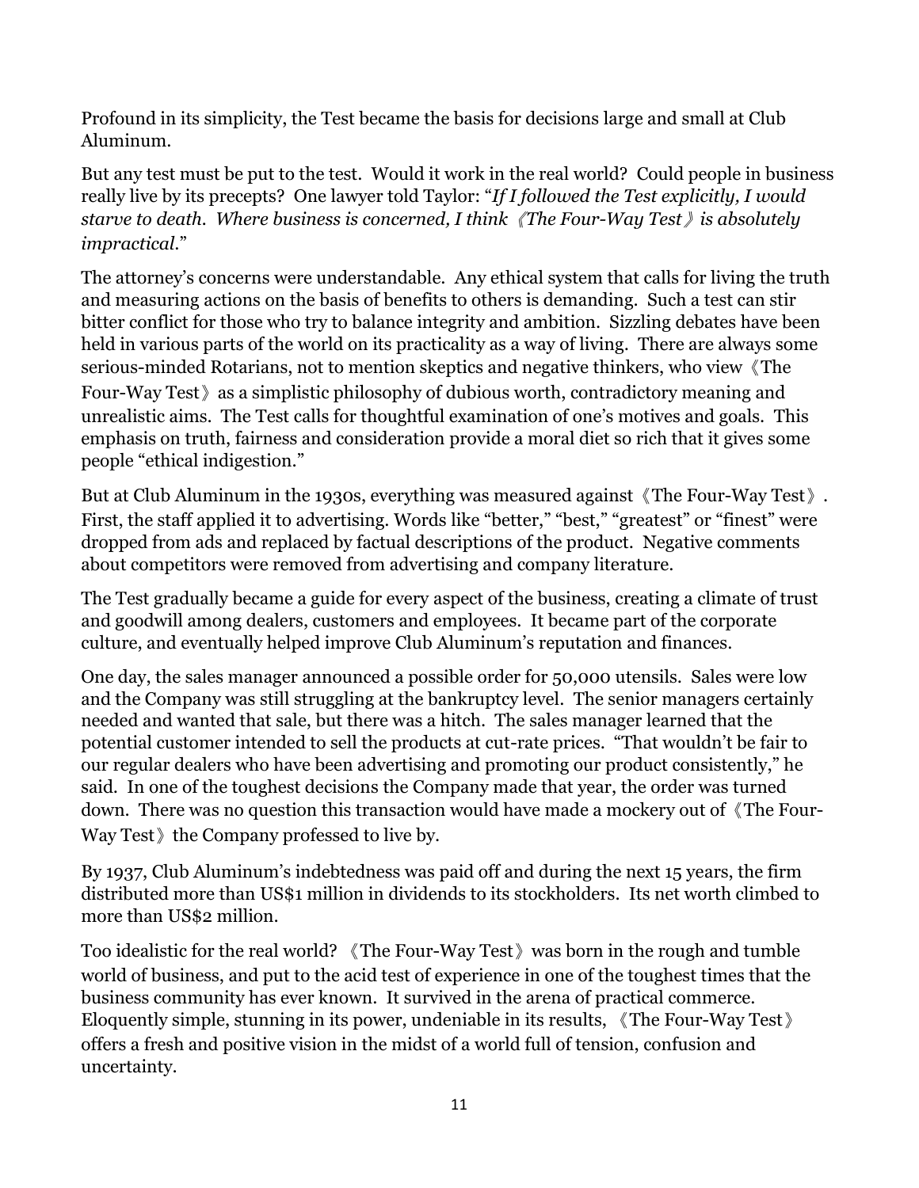Profound in its simplicity, the Test became the basis for decisions large and small at Club Aluminum.

But any test must be put to the test. Would it work in the real world? Could people in business really live by its precepts? One lawyer told Taylor: "*If I followed the Test explicitly, I would starve to death. Where business is concerned, I think《The Four-Way Test》is absolutely impractical.*"

The attorney's concerns were understandable. Any ethical system that calls for living the truth and measuring actions on the basis of benefits to others is demanding. Such a test can stir bitter conflict for those who try to balance integrity and ambition. Sizzling debates have been held in various parts of the world on its practicality as a way of living. There are always some serious-minded Rotarians, not to mention skeptics and negative thinkers, who view《The Four-Way Test》as a simplistic philosophy of dubious worth, contradictory meaning and unrealistic aims. The Test calls for thoughtful examination of one's motives and goals. This emphasis on truth, fairness and consideration provide a moral diet so rich that it gives some people "ethical indigestion."

But at Club Aluminum in the 1930s, everything was measured against《The Four-Way Test》. First, the staff applied it to advertising. Words like "better," "best," "greatest" or "finest" were dropped from ads and replaced by factual descriptions of the product. Negative comments about competitors were removed from advertising and company literature.

The Test gradually became a guide for every aspect of the business, creating a climate of trust and goodwill among dealers, customers and employees. It became part of the corporate culture, and eventually helped improve Club Aluminum's reputation and finances.

One day, the sales manager announced a possible order for 50,000 utensils. Sales were low and the Company was still struggling at the bankruptcy level. The senior managers certainly needed and wanted that sale, but there was a hitch. The sales manager learned that the potential customer intended to sell the products at cut-rate prices. "That wouldn't be fair to our regular dealers who have been advertising and promoting our product consistently," he said. In one of the toughest decisions the Company made that year, the order was turned down. There was no question this transaction would have made a mockery out of《The Four-Way Test》the Company professed to live by.

By 1937, Club Aluminum's indebtedness was paid off and during the next 15 years, the firm distributed more than US$1 million in dividends to its stockholders. Its net worth climbed to more than US$2 million.

Too idealistic for the real world? 《The Four-Way Test》was born in the rough and tumble world of business, and put to the acid test of experience in one of the toughest times that the business community has ever known. It survived in the arena of practical commerce. Eloquently simple, stunning in its power, undeniable in its results, 《The Four-Way Test》offers a fresh and positive vision in the midst of a world full of tension, confusion and uncertainty.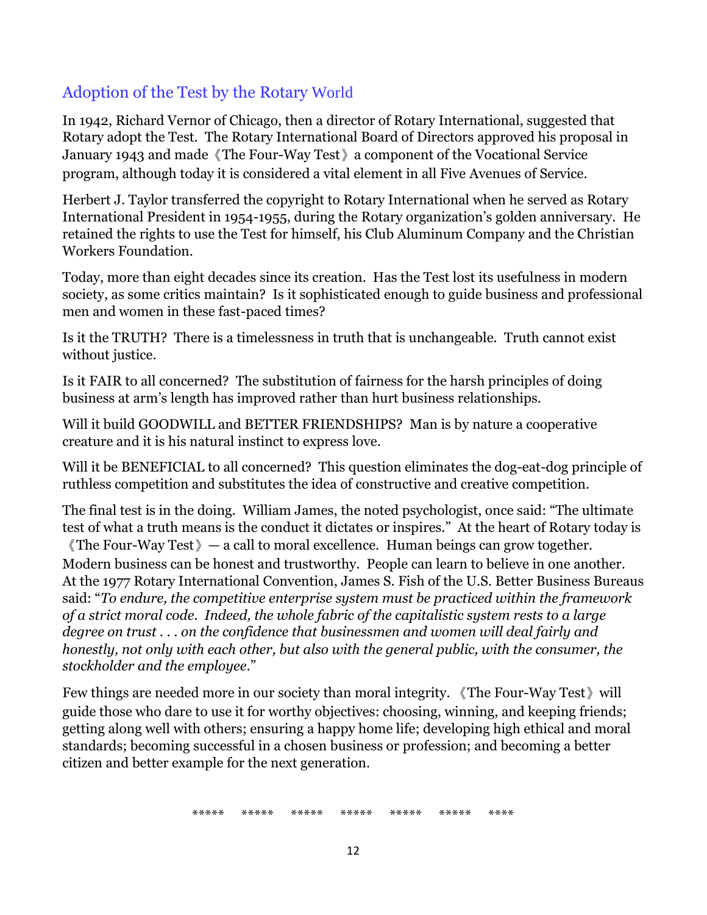## Adoption of the Test by the Rotary World

In 1942, Richard Vernor of Chicago, then a director of Rotary International, suggested that Rotary adopt the Test. The Rotary International Board of Directors approved his proposal in January 1943 and made《The Four-Way Test》a component of the Vocational Service program, although today it is considered a vital element in all Five Avenues of Service.

Herbert J. Taylor transferred the copyright to Rotary International when he served as Rotary International President in 1954-1955, during the Rotary organization's golden anniversary. He retained the rights to use the Test for himself, his Club Aluminum Company and the Christian Workers Foundation.

Today, more than eight decades since its creation. Has the Test lost its usefulness in modern society, as some critics maintain? Is it sophisticated enough to guide business and professional men and women in these fast-paced times?

Is it the TRUTH? There is a timelessness in truth that is unchangeable. Truth cannot exist without justice.

Is it FAIR to all concerned? The substitution of fairness for the harsh principles of doing business at arm's length has improved rather than hurt business relationships.

Will it build GOODWILL and BETTER FRIENDSHIPS? Man is by nature a cooperative creature and it is his natural instinct to express love.

Will it be BENEFICIAL to all concerned? This question eliminates the dog-eat-dog principle of ruthless competition and substitutes the idea of constructive and creative competition.

The final test is in the doing. William James, the noted psychologist, once said: "The ultimate test of what a truth means is the conduct it dictates or inspires." At the heart of Rotary today is《The Four-Way Test》— a call to moral excellence. Human beings can grow together. Modern business can be honest and trustworthy. People can learn to believe in one another. At the 1977 Rotary International Convention, James S. Fish of the U.S. Better Business Bureaus said: "*To endure, the competitive enterprise system must be practiced within the framework of a strict moral code. Indeed, the whole fabric of the capitalistic system rests to a large degree on trust . . . on the confidence that businessmen and women will deal fairly and honestly, not only with each other, but also with the general public, with the consumer, the stockholder and the employee.*"

Few things are needed more in our society than moral integrity.《The Four-Way Test》will guide those who dare to use it for worthy objectives: choosing, winning, and keeping friends; getting along well with others; ensuring a happy home life; developing high ethical and moral standards; becoming successful in a chosen business or profession; and becoming a better citizen and better example for the next generation.

***** ***** ***** ***** ***** ***** ****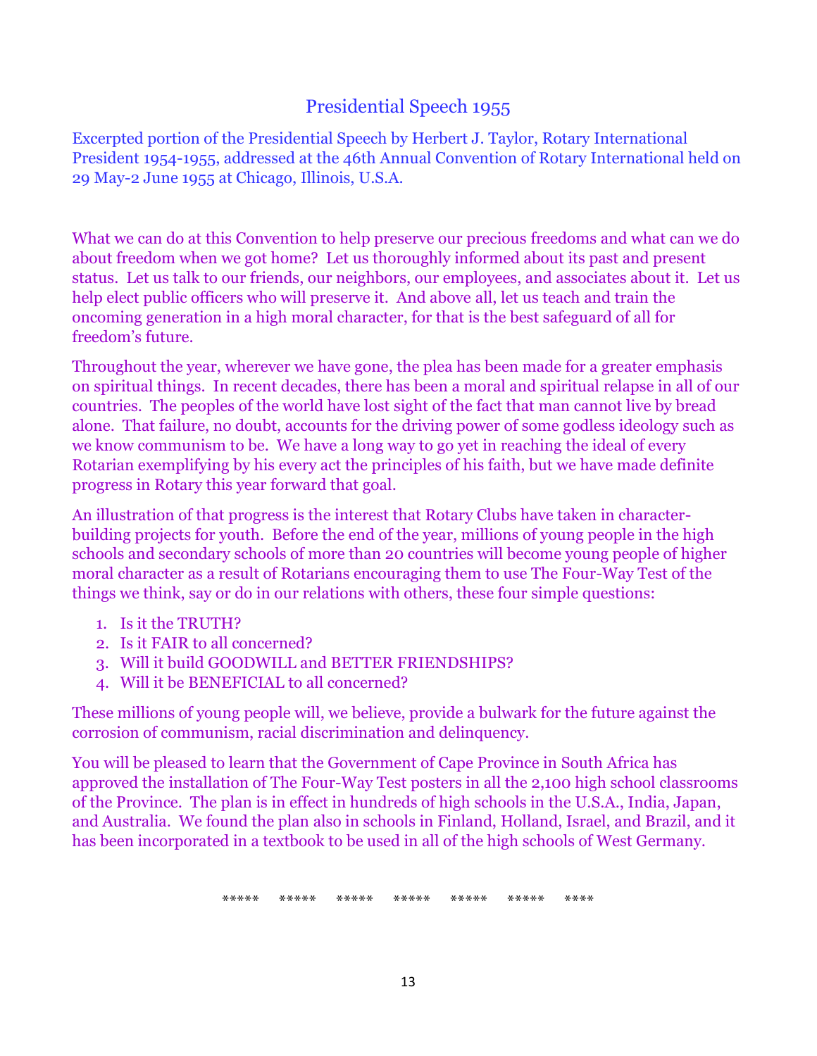## Presidential Speech 1955

Excerpted portion of the Presidential Speech by Herbert J. Taylor, Rotary International President 1954-1955, addressed at the 46th Annual Convention of Rotary International held on 29 May-2 June 1955 at Chicago, Illinois, U.S.A.

What we can do at this Convention to help preserve our precious freedoms and what can we do about freedom when we got home? Let us thoroughly informed about its past and present status. Let us talk to our friends, our neighbors, our employees, and associates about it. Let us help elect public officers who will preserve it. And above all, let us teach and train the oncoming generation in a high moral character, for that is the best safeguard of all for freedom's future.

Throughout the year, wherever we have gone, the plea has been made for a greater emphasis on spiritual things. In recent decades, there has been a moral and spiritual relapse in all of our countries. The peoples of the world have lost sight of the fact that man cannot live by bread alone. That failure, no doubt, accounts for the driving power of some godless ideology such as we know communism to be. We have a long way to go yet in reaching the ideal of every Rotarian exemplifying by his every act the principles of his faith, but we have made definite progress in Rotary this year forward that goal.

An illustration of that progress is the interest that Rotary Clubs have taken in character-building projects for youth. Before the end of the year, millions of young people in the high schools and secondary schools of more than 20 countries will become young people of higher moral character as a result of Rotarians encouraging them to use The Four-Way Test of the things we think, say or do in our relations with others, these four simple questions:

1. Is it the TRUTH?
2. Is it FAIR to all concerned?
3. Will it build GOODWILL and BETTER FRIENDSHIPS?
4. Will it be BENEFICIAL to all concerned?

These millions of young people will, we believe, provide a bulwark for the future against the corrosion of communism, racial discrimination and delinquency.

You will be pleased to learn that the Government of Cape Province in South Africa has approved the installation of The Four-Way Test posters in all the 2,100 high school classrooms of the Province. The plan is in effect in hundreds of high schools in the U.S.A., India, Japan, and Australia. We found the plan also in schools in Finland, Holland, Israel, and Brazil, and it has been incorporated in a textbook to be used in all of the high schools of West Germany.

***** ***** ***** ***** ***** ***** ****